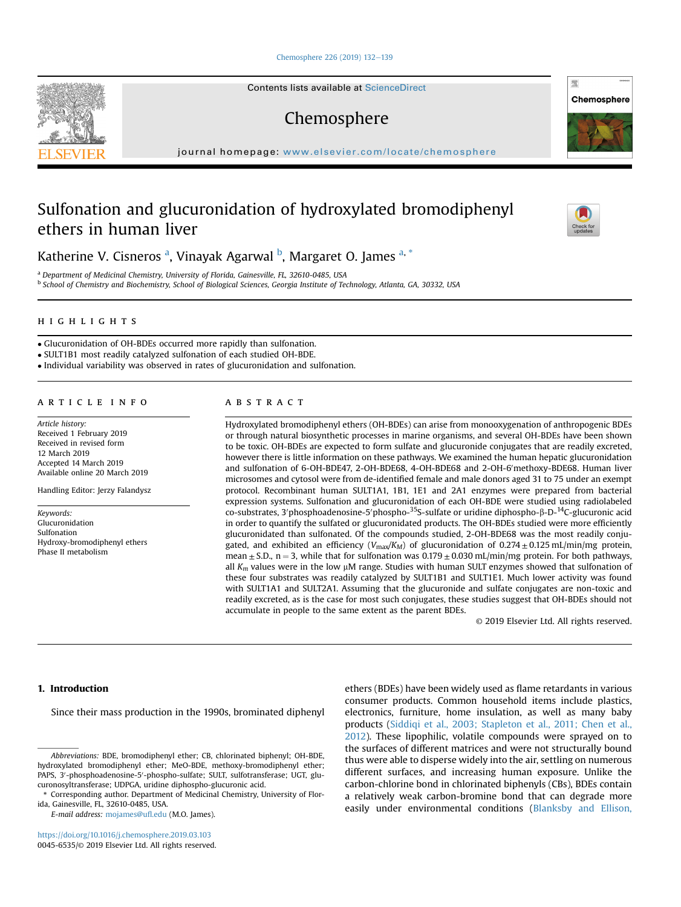Contents lists available at ScienceDirect

# Chemosphere

journal homepage: www.elsevier.com/locate/chemosphere

# Sulfonation and glucuronidation of hydroxylated bromodiphenyl ethers in human liver

Katherine V. Cisneros [a], Vinayak Agarwal [b], Margaret O. James [a, *]

[a] Department of Medicinal Chemistry, University of Florida, Gainesville, FL, 32610-0485, USA

[b] School of Chemistry and Biochemistry, School of Biological Sciences, Georgia Institute of Technology, Atlanta, GA, 30332, USA

## HIGHLIGHTS

- Glucuronidation of OH-BDEs occurred more rapidly than sulfonation.
- SULT1B1 most readily catalyzed sulfonation of each studied OH-BDE.
- Individual variability was observed in rates of glucuronidation and sulfonation.

## ARTICLE INFO

*Article history:*
Received 1 February 2019
Received in revised form
12 March 2019
Accepted 14 March 2019
Available online 20 March 2019

Handling Editor: Jerzy Falandysz

*Keywords:*
Glucuronidation
Sulfonation
Hydroxy-bromodiphenyl ethers
Phase II metabolism

## ABSTRACT

Hydroxylated bromodiphenyl ethers (OH-BDEs) can arise from monooxygenation of anthropogenic BDEs or through natural biosynthetic processes in marine organisms, and several OH-BDEs have been shown to be toxic. OH-BDEs are expected to form sulfate and glucuronide conjugates that are readily excreted, however there is little information on these pathways. We examined the human hepatic glucuronidation and sulfonation of 6-OH-BDE47, 2-OH-BDE68, 4-OH-BDE68 and 2-OH-6′methoxy-BDE68. Human liver microsomes and cytosol were from de-identified female and male donors aged 31 to 75 under an exempt protocol. Recombinant human SULT1A1, 1B1, 1E1 and 2A1 enzymes were prepared from bacterial expression systems. Sulfonation and glucuronidation of each OH-BDE were studied using radiolabeled co-substrates, 3′phosphoadenosine-5′phospho-$^{35}$S-sulfate or uridine diphospho-β-D-$^{14}$C-glucuronic acid in order to quantify the sulfated or glucuronidated products. The OH-BDEs studied were more efficiently glucuronidated than sulfonated. Of the compounds studied, 2-OH-BDE68 was the most readily conjugated, and exhibited an efficiency ($V_{max}/K_M$) of glucuronidation of 0.274 ± 0.125 mL/min/mg protein, mean ± S.D., n = 3, while that for sulfonation was 0.179 ± 0.030 mL/min/mg protein. For both pathways, all $K_m$ values were in the low μM range. Studies with human SULT enzymes showed that sulfonation of these four substrates was readily catalyzed by SULT1B1 and SULT1E1. Much lower activity was found with SULT1A1 and SULT2A1. Assuming that the glucuronide and sulfate conjugates are non-toxic and readily excreted, as is the case for most such conjugates, these studies suggest that OH-BDEs should not accumulate in people to the same extent as the parent BDEs.

© 2019 Elsevier Ltd. All rights reserved.

## 1. Introduction

Since their mass production in the 1990s, brominated diphenyl ethers (BDEs) have been widely used as flame retardants in various consumer products. Common household items include plastics, electronics, furniture, home insulation, as well as many baby products (Siddiqi et al., 2003; Stapleton et al., 2011; Chen et al., 2012). These lipophilic, volatile compounds were sprayed on to the surfaces of different matrices and were not structurally bound thus were able to disperse widely into the air, settling on numerous different surfaces, and increasing human exposure. Unlike the carbon-chlorine bond in chlorinated biphenyls (CBs), BDEs contain a relatively weak carbon-bromine bond that can degrade more easily under environmental conditions (Blanksby and Ellison,

---

*Abbreviations:* BDE, bromodiphenyl ether; CB, chlorinated biphenyl; OH-BDE, hydroxylated bromodiphenyl ether; MeO-BDE, methoxy-bromodiphenyl ether; PAPS, 3′-phosphoadenosine-5′-phospho-sulfate; SULT, sulfotransferase; UGT, glucuronosyltransferase; UDPGA, uridine diphospho-glucuronic acid.

\* Corresponding author. Department of Medicinal Chemistry, University of Florida, Gainesville, FL, 32610-0485, USA.

*E-mail address:* mojames@ufl.edu (M.O. James).

https://doi.org/10.1016/j.chemosphere.2019.03.103
0045-6535/© 2019 Elsevier Ltd. All rights reserved.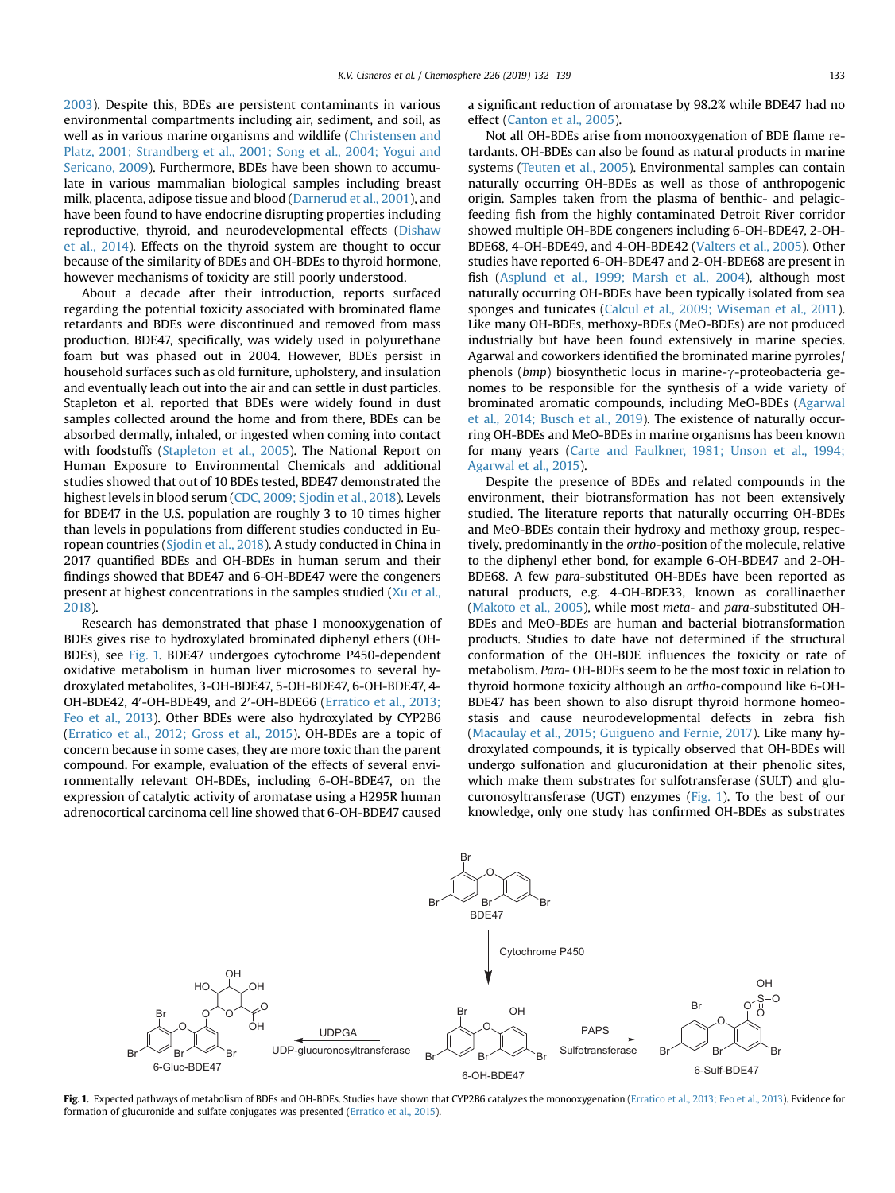2003). Despite this, BDEs are persistent contaminants in various environmental compartments including air, sediment, and soil, as well as in various marine organisms and wildlife (Christensen and Platz, 2001; Strandberg et al., 2001; Song et al., 2004; Yogui and Sericano, 2009). Furthermore, BDEs have been shown to accumulate in various mammalian biological samples including breast milk, placenta, adipose tissue and blood (Darnerud et al., 2001), and have been found to have endocrine disrupting properties including reproductive, thyroid, and neurodevelopmental effects (Dishaw et al., 2014). Effects on the thyroid system are thought to occur because of the similarity of BDEs and OH-BDEs to thyroid hormone, however mechanisms of toxicity are still poorly understood.

About a decade after their introduction, reports surfaced regarding the potential toxicity associated with brominated flame retardants and BDEs were discontinued and removed from mass production. BDE47, specifically, was widely used in polyurethane foam but was phased out in 2004. However, BDEs persist in household surfaces such as old furniture, upholstery, and insulation and eventually leach out into the air and can settle in dust particles. Stapleton et al. reported that BDEs were widely found in dust samples collected around the home and from there, BDEs can be absorbed dermally, inhaled, or ingested when coming into contact with foodstuffs (Stapleton et al., 2005). The National Report on Human Exposure to Environmental Chemicals and additional studies showed that out of 10 BDEs tested, BDE47 demonstrated the highest levels in blood serum (CDC, 2009; Sjodin et al., 2018). Levels for BDE47 in the U.S. population are roughly 3 to 10 times higher than levels in populations from different studies conducted in European countries (Sjodin et al., 2018). A study conducted in China in 2017 quantified BDEs and OH-BDEs in human serum and their findings showed that BDE47 and 6-OH-BDE47 were the congeners present at highest concentrations in the samples studied (Xu et al., 2018).

Research has demonstrated that phase I monooxygenation of BDEs gives rise to hydroxylated brominated diphenyl ethers (OH-BDEs), see Fig. 1. BDE47 undergoes cytochrome P450-dependent oxidative metabolism in human liver microsomes to several hydroxylated metabolites, 3-OH-BDE47, 5-OH-BDE47, 6-OH-BDE47, 4-OH-BDE42, 4′-OH-BDE49, and 2′-OH-BDE66 (Erratico et al., 2013; Feo et al., 2013). Other BDEs were also hydroxylated by CYP2B6 (Erratico et al., 2012; Gross et al., 2015). OH-BDEs are a topic of concern because in some cases, they are more toxic than the parent compound. For example, evaluation of the effects of several environmentally relevant OH-BDEs, including 6-OH-BDE47, on the expression of catalytic activity of aromatase using a H295R human adrenocortical carcinoma cell line showed that 6-OH-BDE47 caused a significant reduction of aromatase by 98.2% while BDE47 had no effect (Canton et al., 2005).

Not all OH-BDEs arise from monooxygenation of BDE flame retardants. OH-BDEs can also be found as natural products in marine systems (Teuten et al., 2005). Environmental samples can contain naturally occurring OH-BDEs as well as those of anthropogenic origin. Samples taken from the plasma of benthic- and pelagic-feeding fish from the highly contaminated Detroit River corridor showed multiple OH-BDE congeners including 6-OH-BDE47, 2-OH-BDE68, 4-OH-BDE49, and 4-OH-BDE42 (Valters et al., 2005). Other studies have reported 6-OH-BDE47 and 2-OH-BDE68 are present in fish (Asplund et al., 1999; Marsh et al., 2004), although most naturally occurring OH-BDEs have been typically isolated from sea sponges and tunicates (Calcul et al., 2009; Wiseman et al., 2011). Like many OH-BDEs, methoxy-BDEs (MeO-BDEs) are not produced industrially but have been found extensively in marine species. Agarwal and coworkers identified the brominated marine pyrroles/phenols (*bmp*) biosynthetic locus in marine-γ-proteobacteria genomes to be responsible for the synthesis of a wide variety of brominated aromatic compounds, including MeO-BDEs (Agarwal et al., 2014; Busch et al., 2019). The existence of naturally occurring OH-BDEs and MeO-BDEs in marine organisms has been known for many years (Carte and Faulkner, 1981; Unson et al., 1994; Agarwal et al., 2015).

Despite the presence of BDEs and related compounds in the environment, their biotransformation has not been extensively studied. The literature reports that naturally occurring OH-BDEs and MeO-BDEs contain their hydroxy and methoxy group, respectively, predominantly in the *ortho*-position of the molecule, relative to the diphenyl ether bond, for example 6-OH-BDE47 and 2-OH-BDE68. A few *para*-substituted OH-BDEs have been reported as natural products, e.g. 4-OH-BDE33, known as corallinaether (Makoto et al., 2005), while most *meta*- and *para*-substituted OH-BDEs and MeO-BDEs are human and bacterial biotransformation products. Studies to date have not determined if the structural conformation of the OH-BDE influences the toxicity or rate of metabolism. *Para*- OH-BDEs seem to be the most toxic in relation to thyroid hormone toxicity although an *ortho*-compound like 6-OH-BDE47 has been shown to also disrupt thyroid hormone homeostasis and cause neurodevelopmental defects in zebra fish (Macaulay et al., 2015; Guigueno and Fernie, 2017). Like many hydroxylated compounds, it is typically observed that OH-BDEs will undergo sulfonation and glucuronidation at their phenolic sites, which make them substrates for sulfotransferase (SULT) and glucuronosyltransferase (UGT) enzymes (Fig. 1). To the best of our knowledge, only one study has confirmed OH-BDEs as substrates

**Fig. 1.** Expected pathways of metabolism of BDEs and OH-BDEs. Studies have shown that CYP2B6 catalyzes the monooxygenation (Erratico et al., 2013; Feo et al., 2013). Evidence for formation of glucuronide and sulfate conjugates was presented (Erratico et al., 2015).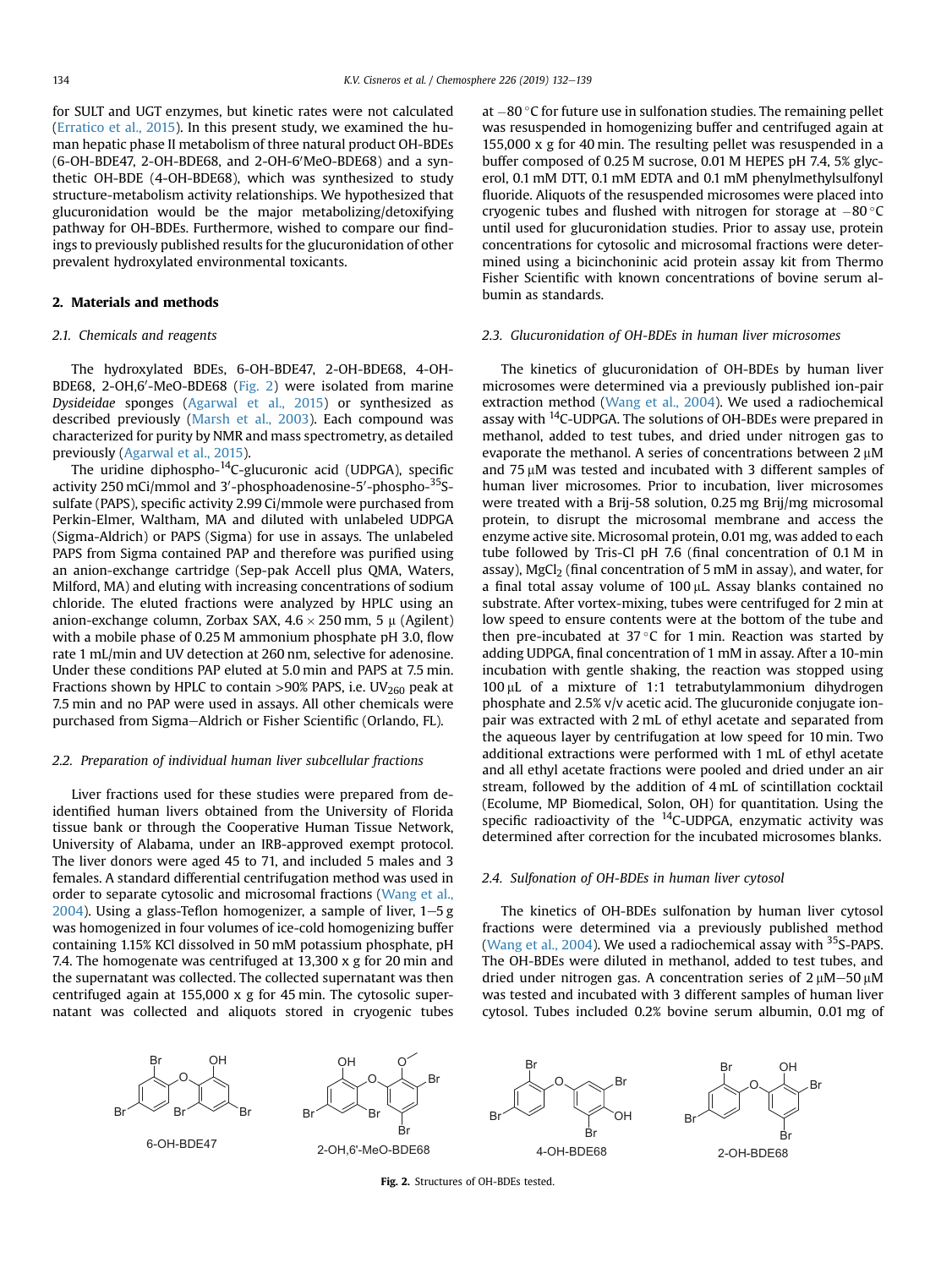for SULT and UGT enzymes, but kinetic rates were not calculated (Erratico et al., 2015). In this present study, we examined the human hepatic phase II metabolism of three natural product OH-BDEs (6-OH-BDE47, 2-OH-BDE68, and 2-OH-6′MeO-BDE68) and a synthetic OH-BDE (4-OH-BDE68), which was synthesized to study structure-metabolism activity relationships. We hypothesized that glucuronidation would be the major metabolizing/detoxifying pathway for OH-BDEs. Furthermore, wished to compare our findings to previously published results for the glucuronidation of other prevalent hydroxylated environmental toxicants.

## 2. Materials and methods

### 2.1. Chemicals and reagents

The hydroxylated BDEs, 6-OH-BDE47, 2-OH-BDE68, 4-OH-BDE68, 2-OH,6′-MeO-BDE68 (Fig. 2) were isolated from marine *Dysideidae* sponges (Agarwal et al., 2015) or synthesized as described previously (Marsh et al., 2003). Each compound was characterized for purity by NMR and mass spectrometry, as detailed previously (Agarwal et al., 2015).

The uridine diphospho-$^{14}$C-glucuronic acid (UDPGA), specific activity 250 mCi/mmol and 3′-phosphoadenosine-5′-phospho-$^{35}$S-sulfate (PAPS), specific activity 2.99 Ci/mmole were purchased from Perkin-Elmer, Waltham, MA and diluted with unlabeled UDPGA (Sigma-Aldrich) or PAPS (Sigma) for use in assays. The unlabeled PAPS from Sigma contained PAP and therefore was purified using an anion-exchange cartridge (Sep-pak Accell plus QMA, Waters, Milford, MA) and eluting with increasing concentrations of sodium chloride. The eluted fractions were analyzed by HPLC using an anion-exchange column, Zorbax SAX, 4.6 × 250 mm, 5 μ (Agilent) with a mobile phase of 0.25 M ammonium phosphate pH 3.0, flow rate 1 mL/min and UV detection at 260 nm, selective for adenosine. Under these conditions PAP eluted at 5.0 min and PAPS at 7.5 min. Fractions shown by HPLC to contain >90% PAPS, i.e. $UV_{260}$ peak at 7.5 min and no PAP were used in assays. All other chemicals were purchased from Sigma–Aldrich or Fisher Scientific (Orlando, FL).

### 2.2. Preparation of individual human liver subcellular fractions

Liver fractions used for these studies were prepared from deidentified human livers obtained from the University of Florida tissue bank or through the Cooperative Human Tissue Network, University of Alabama, under an IRB-approved exempt protocol. The liver donors were aged 45 to 71, and included 5 males and 3 females. A standard differential centrifugation method was used in order to separate cytosolic and microsomal fractions (Wang et al., 2004). Using a glass-Teflon homogenizer, a sample of liver, 1–5 g was homogenized in four volumes of ice-cold homogenizing buffer containing 1.15% KCl dissolved in 50 mM potassium phosphate, pH 7.4. The homogenate was centrifuged at 13,300 x g for 20 min and the supernatant was collected. The collected supernatant was then centrifuged again at 155,000 x g for 45 min. The cytosolic supernatant was collected and aliquots stored in cryogenic tubes at −80 °C for future use in sulfonation studies. The remaining pellet was resuspended in homogenizing buffer and centrifuged again at 155,000 x g for 40 min. The resulting pellet was resuspended in a buffer composed of 0.25 M sucrose, 0.01 M HEPES pH 7.4, 5% glycerol, 0.1 mM DTT, 0.1 mM EDTA and 0.1 mM phenylmethylsulfonyl fluoride. Aliquots of the resuspended microsomes were placed into cryogenic tubes and flushed with nitrogen for storage at −80 °C until used for glucuronidation studies. Prior to assay use, protein concentrations for cytosolic and microsomal fractions were determined using a bicinchoninic acid protein assay kit from Thermo Fisher Scientific with known concentrations of bovine serum albumin as standards.

### 2.3. Glucuronidation of OH-BDEs in human liver microsomes

The kinetics of glucuronidation of OH-BDEs by human liver microsomes were determined via a previously published ion-pair extraction method (Wang et al., 2004). We used a radiochemical assay with $^{14}$C-UDPGA. The solutions of OH-BDEs were prepared in methanol, added to test tubes, and dried under nitrogen gas to evaporate the methanol. A series of concentrations between 2 μM and 75 μM was tested and incubated with 3 different samples of human liver microsomes. Prior to incubation, liver microsomes were treated with a Brij-58 solution, 0.25 mg Brij/mg microsomal protein, to disrupt the microsomal membrane and access the enzyme active site. Microsomal protein, 0.01 mg, was added to each tube followed by Tris-Cl pH 7.6 (final concentration of 0.1 M in assay), $MgCl_2$ (final concentration of 5 mM in assay), and water, for a final total assay volume of 100 μL. Assay blanks contained no substrate. After vortex-mixing, tubes were centrifuged for 2 min at low speed to ensure contents were at the bottom of the tube and then pre-incubated at 37 °C for 1 min. Reaction was started by adding UDPGA, final concentration of 1 mM in assay. After a 10-min incubation with gentle shaking, the reaction was stopped using 100 μL of a mixture of 1:1 tetrabutylammonium dihydrogen phosphate and 2.5% v/v acetic acid. The glucuronide conjugate ion-pair was extracted with 2 mL of ethyl acetate and separated from the aqueous layer by centrifugation at low speed for 10 min. Two additional extractions were performed with 1 mL of ethyl acetate and all ethyl acetate fractions were pooled and dried under an air stream, followed by the addition of 4 mL of scintillation cocktail (Ecolume, MP Biomedical, Solon, OH) for quantitation. Using the specific radioactivity of the $^{14}$C-UDPGA, enzymatic activity was determined after correction for the incubated microsomes blanks.

### 2.4. Sulfonation of OH-BDEs in human liver cytosol

The kinetics of OH-BDEs sulfonation by human liver cytosol fractions were determined via a previously published method (Wang et al., 2004). We used a radiochemical assay with $^{35}$S-PAPS. The OH-BDEs were diluted in methanol, added to test tubes, and dried under nitrogen gas. A concentration series of 2 μM–50 μM was tested and incubated with 3 different samples of human liver cytosol. Tubes included 0.2% bovine serum albumin, 0.01 mg of

6-OH-BDE47 2-OH,6′-MeO-BDE68 4-OH-BDE68 2-OH-BDE68

Fig. 2. Structures of OH-BDEs tested.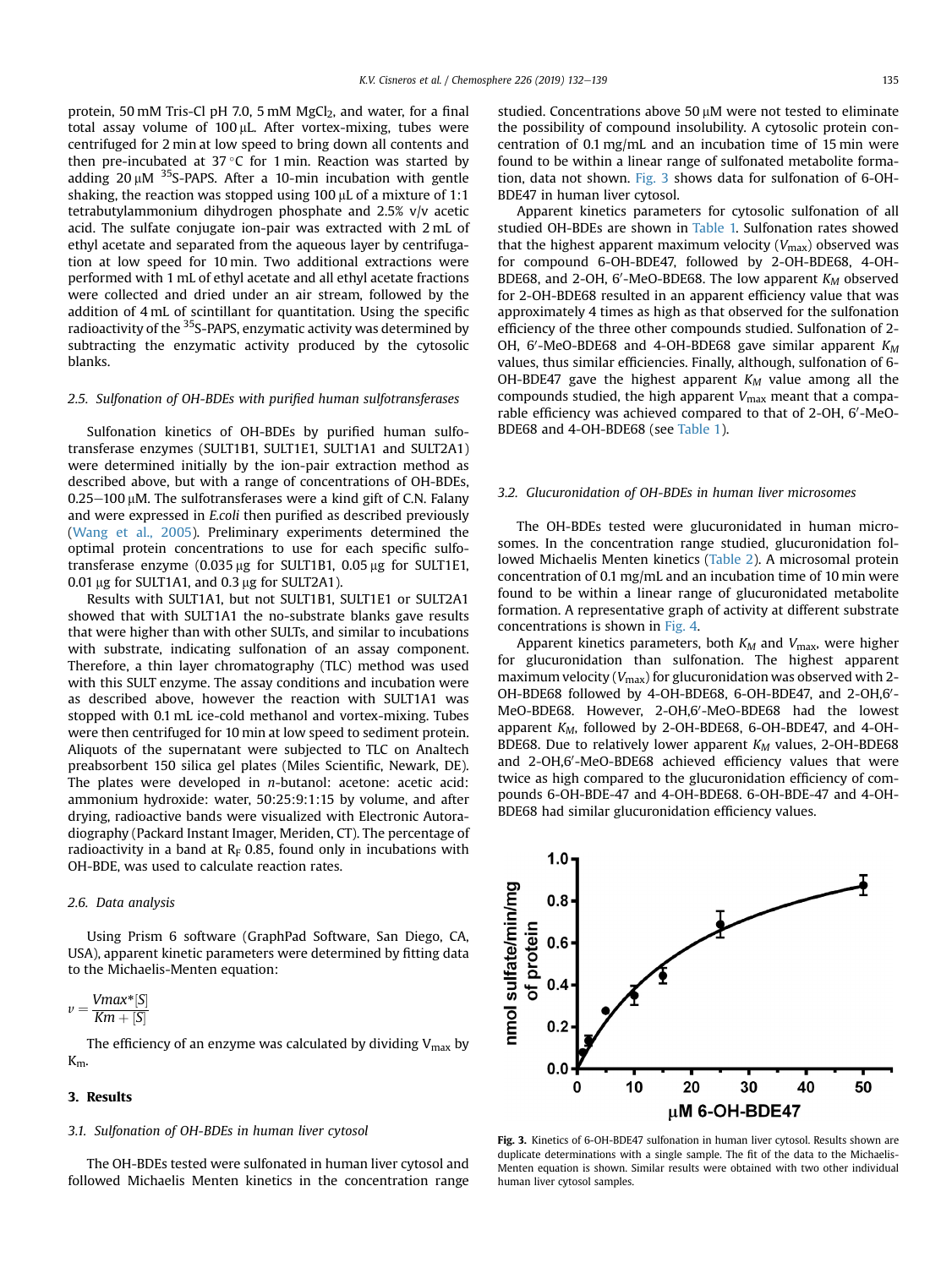protein, 50 mM Tris-Cl pH 7.0, 5 mM $MgCl_2$, and water, for a final total assay volume of 100 μL. After vortex-mixing, tubes were centrifuged for 2 min at low speed to bring down all contents and then pre-incubated at 37 °C for 1 min. Reaction was started by adding 20 μM $^{35}$S-PAPS. After a 10-min incubation with gentle shaking, the reaction was stopped using 100 μL of a mixture of 1:1 tetrabutylammonium dihydrogen phosphate and 2.5% v/v acetic acid. The sulfate conjugate ion-pair was extracted with 2 mL of ethyl acetate and separated from the aqueous layer by centrifugation at low speed for 10 min. Two additional extractions were performed with 1 mL of ethyl acetate and all ethyl acetate fractions were collected and dried under an air stream, followed by the addition of 4 mL of scintillant for quantitation. Using the specific radioactivity of the $^{35}$S-PAPS, enzymatic activity was determined by subtracting the enzymatic activity produced by the cytosolic blanks.

### 2.5. Sulfonation of OH-BDEs with purified human sulfotransferases

Sulfonation kinetics of OH-BDEs by purified human sulfotransferase enzymes (SULT1B1, SULT1E1, SULT1A1 and SULT2A1) were determined initially by the ion-pair extraction method as described above, but with a range of concentrations of OH-BDEs, 0.25–100 μM. The sulfotransferases were a kind gift of C.N. Falany and were expressed in *E.coli* then purified as described previously (Wang et al., 2005). Preliminary experiments determined the optimal protein concentrations to use for each specific sulfotransferase enzyme (0.035 μg for SULT1B1, 0.05 μg for SULT1E1, 0.01 μg for SULT1A1, and 0.3 μg for SULT2A1).

Results with SULT1A1, but not SULT1B1, SULT1E1 or SULT2A1 showed that with SULT1A1 the no-substrate blanks gave results that were higher than with other SULTs, and similar to incubations with substrate, indicating sulfonation of an assay component. Therefore, a thin layer chromatography (TLC) method was used with this SULT enzyme. The assay conditions and incubation were as described above, however the reaction with SULT1A1 was stopped with 0.1 mL ice-cold methanol and vortex-mixing. Tubes were then centrifuged for 10 min at low speed to sediment protein. Aliquots of the supernatant were subjected to TLC on Analtech preabsorbent 150 silica gel plates (Miles Scientific, Newark, DE). The plates were developed in *n*-butanol: acetone: acetic acid: ammonium hydroxide: water, 50:25:9:1:15 by volume, and after drying, radioactive bands were visualized with Electronic Autoradiography (Packard Instant Imager, Meriden, CT). The percentage of radioactivity in a band at $R_F$ 0.85, found only in incubations with OH-BDE, was used to calculate reaction rates.

### 2.6. Data analysis

Using Prism 6 software (GraphPad Software, San Diego, CA, USA), apparent kinetic parameters were determined by fitting data to the Michaelis-Menten equation:

$$v = \frac{Vmax*[S]}{Km + [S]}$$

The efficiency of an enzyme was calculated by dividing $V_{max}$ by $K_m$.

## 3. Results

### 3.1. Sulfonation of OH-BDEs in human liver cytosol

The OH-BDEs tested were sulfonated in human liver cytosol and followed Michaelis Menten kinetics in the concentration range studied. Concentrations above 50 μM were not tested to eliminate the possibility of compound insolubility. A cytosolic protein concentration of 0.1 mg/mL and an incubation time of 15 min were found to be within a linear range of sulfonated metabolite formation, data not shown. Fig. 3 shows data for sulfonation of 6-OH-BDE47 in human liver cytosol.

Apparent kinetics parameters for cytosolic sulfonation of all studied OH-BDEs are shown in Table 1. Sulfonation rates showed that the highest apparent maximum velocity ($V_{max}$) observed was for compound 6-OH-BDE47, followed by 2-OH-BDE68, 4-OH-BDE68, and 2-OH, 6′-MeO-BDE68. The low apparent $K_M$ observed for 2-OH-BDE68 resulted in an apparent efficiency value that was approximately 4 times as high as that observed for the sulfonation efficiency of the three other compounds studied. Sulfonation of 2-OH, 6′-MeO-BDE68 and 4-OH-BDE68 gave similar apparent $K_M$ values, thus similar efficiencies. Finally, although, sulfonation of 6-OH-BDE47 gave the highest apparent $K_M$ value among all the compounds studied, the high apparent $V_{max}$ meant that a comparable efficiency was achieved compared to that of 2-OH, 6′-MeO-BDE68 and 4-OH-BDE68 (see Table 1).

### 3.2. Glucuronidation of OH-BDEs in human liver microsomes

The OH-BDEs tested were glucuronidated in human microsomes. In the concentration range studied, glucuronidation followed Michaelis Menten kinetics (Table 2). A microsomal protein concentration of 0.1 mg/mL and an incubation time of 10 min were found to be within a linear range of glucuronidated metabolite formation. A representative graph of activity at different substrate concentrations is shown in Fig. 4.

Apparent kinetics parameters, both $K_M$ and $V_{max}$, were higher for glucuronidation than sulfonation. The highest apparent maximum velocity ($V_{max}$) for glucuronidation was observed with 2-OH-BDE68 followed by 4-OH-BDE68, 6-OH-BDE47, and 2-OH,6′-MeO-BDE68. However, 2-OH,6′-MeO-BDE68 had the lowest apparent $K_M$, followed by 2-OH-BDE68, 6-OH-BDE47, and 4-OH-BDE68. Due to relatively lower apparent $K_M$ values, 2-OH-BDE68 and 2-OH,6′-MeO-BDE68 achieved efficiency values that were twice as high compared to the glucuronidation efficiency of compounds 6-OH-BDE-47 and 4-OH-BDE68. 6-OH-BDE-47 and 4-OH-BDE68 had similar glucuronidation efficiency values.

**Fig. 3.** Kinetics of 6-OH-BDE47 sulfonation in human liver cytosol. Results shown are duplicate determinations with a single sample. The fit of the data to the Michaelis-Menten equation is shown. Similar results were obtained with two other individual human liver cytosol samples.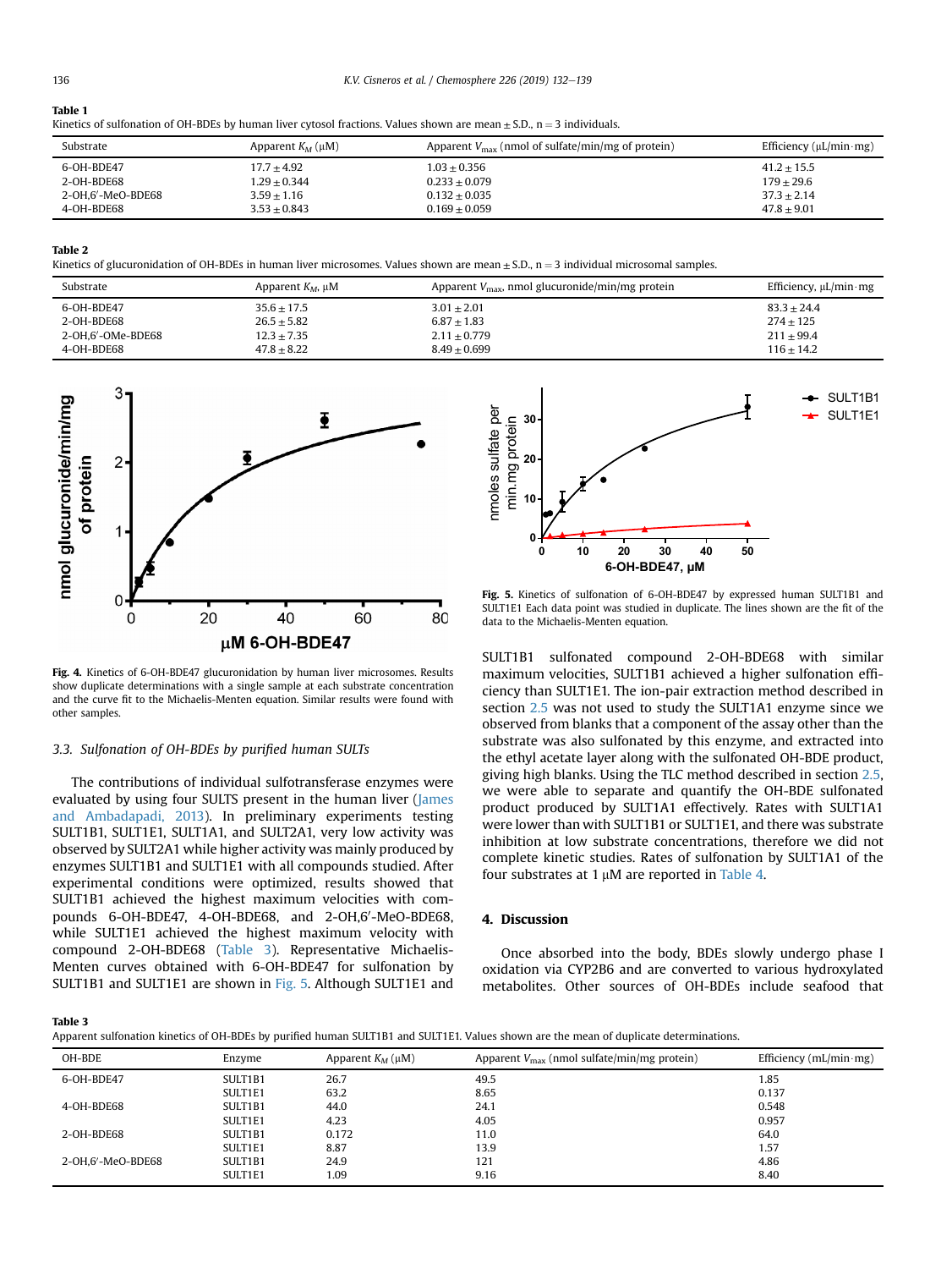**Table 1**
Kinetics of sulfonation of OH-BDEs by human liver cytosol fractions. Values shown are mean ± S.D., n = 3 individuals.

| Substrate | Apparent $K_M$ (μM) | Apparent $V_{max}$ (nmol of sulfate/min/mg of protein) | Efficiency (μL/min·mg) |
| --- | --- | --- | --- |
| 6-OH-BDE47 | 17.7 ± 4.92 | 1.03 ± 0.356 | 41.2 ± 15.5 |
| 2-OH-BDE68 | 1.29 ± 0.344 | 0.233 ± 0.079 | 179 ± 29.6 |
| 2-OH,6′-MeO-BDE68 | 3.59 ± 1.16 | 0.132 ± 0.035 | 37.3 ± 2.14 |
| 4-OH-BDE68 | 3.53 ± 0.843 | 0.169 ± 0.059 | 47.8 ± 9.01 |

**Table 2**
Kinetics of glucuronidation of OH-BDEs in human liver microsomes. Values shown are mean ± S.D., n = 3 individual microsomal samples.

| Substrate | Apparent $K_M$, μM | Apparent $V_{max}$, nmol glucuronide/min/mg protein | Efficiency, μL/min·mg |
| --- | --- | --- | --- |
| 6-OH-BDE47 | 35.6 ± 17.5 | 3.01 ± 2.01 | 83.3 ± 24.4 |
| 2-OH-BDE68 | 26.5 ± 5.82 | 6.87 ± 1.83 | 274 ± 125 |
| 2-OH,6′-OMe-BDE68 | 12.3 ± 7.35 | 2.11 ± 0.779 | 211 ± 99.4 |
| 4-OH-BDE68 | 47.8 ± 8.22 | 8.49 ± 0.699 | 116 ± 14.2 |

**Fig. 4.** Kinetics of 6-OH-BDE47 glucuronidation by human liver microsomes. Results show duplicate determinations with a single sample at each substrate concentration and the curve fit to the Michaelis-Menten equation. Similar results were found with other samples.

### 3.3. Sulfonation of OH-BDEs by purified human SULTs

The contributions of individual sulfotransferase enzymes were evaluated by using four SULTS present in the human liver (James and Ambadapadi, 2013). In preliminary experiments testing SULT1B1, SULT1E1, SULT1A1, and SULT2A1, very low activity was observed by SULT2A1 while higher activity was mainly produced by enzymes SULT1B1 and SULT1E1 with all compounds studied. After experimental conditions were optimized, results showed that SULT1B1 achieved the highest maximum velocities with compounds 6-OH-BDE47, 4-OH-BDE68, and 2-OH,6′-MeO-BDE68, while SULT1E1 achieved the highest maximum velocity with compound 2-OH-BDE68 (Table 3). Representative Michaelis-Menten curves obtained with 6-OH-BDE47 for sulfonation by SULT1B1 and SULT1E1 are shown in Fig. 5. Although SULT1E1 and SULT1B1 sulfonated compound 2-OH-BDE68 with similar maximum velocities, SULT1B1 achieved a higher sulfonation efficiency than SULT1E1. The ion-pair extraction method described in section 2.5 was not used to study the SULT1A1 enzyme since we observed from blanks that a component of the assay other than the substrate was also sulfonated by this enzyme, and extracted into the ethyl acetate layer along with the sulfonated OH-BDE product, giving high blanks. Using the TLC method described in section 2.5, we were able to separate and quantify the OH-BDE sulfonated product produced by SULT1A1 effectively. Rates with SULT1A1 were lower than with SULT1B1 or SULT1E1, and there was substrate inhibition at low substrate concentrations, therefore we did not complete kinetic studies. Rates of sulfonation by SULT1A1 of the four substrates at 1 μM are reported in Table 4.

**Fig. 5.** Kinetics of sulfonation of 6-OH-BDE47 by expressed human SULT1B1 and SULT1E1 Each data point was studied in duplicate. The lines shown are the fit of the data to the Michaelis-Menten equation.

## 4. Discussion

Once absorbed into the body, BDEs slowly undergo phase I oxidation via CYP2B6 and are converted to various hydroxylated metabolites. Other sources of OH-BDEs include seafood that

**Table 3**
Apparent sulfonation kinetics of OH-BDEs by purified human SULT1B1 and SULT1E1. Values shown are the mean of duplicate determinations.

| OH-BDE | Enzyme | Apparent $K_M$ (μM) | Apparent $V_{max}$ (nmol sulfate/min/mg protein) | Efficiency (mL/min·mg) |
| --- | --- | --- | --- | --- |
| 6-OH-BDE47 | SULT1B1 | 26.7 | 49.5 | 1.85 |
| | SULT1E1 | 63.2 | 8.65 | 0.137 |
| 4-OH-BDE68 | SULT1B1 | 44.0 | 24.1 | 0.548 |
| | SULT1E1 | 4.23 | 4.05 | 0.957 |
| 2-OH-BDE68 | SULT1B1 | 0.172 | 11.0 | 64.0 |
| | SULT1E1 | 8.87 | 13.9 | 1.57 |
| 2-OH,6′-MeO-BDE68 | SULT1B1 | 24.9 | 121 | 4.86 |
| | SULT1E1 | 1.09 | 9.16 | 8.40 |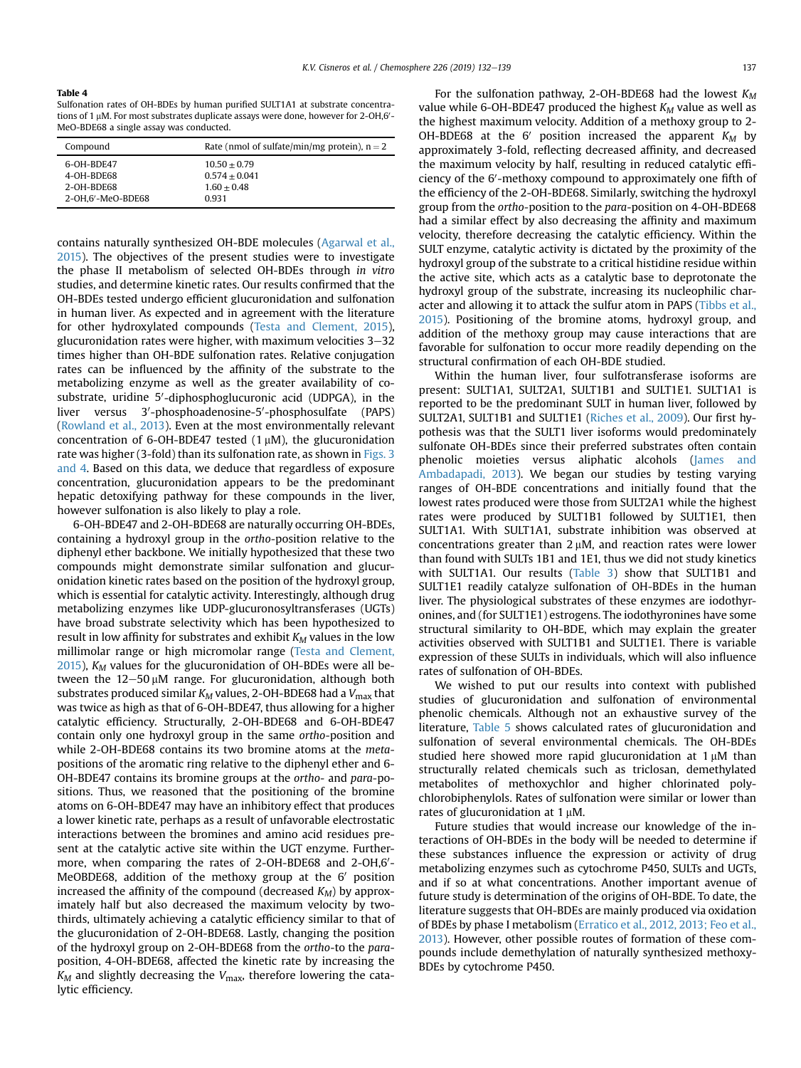**Table 4**
Sulfonation rates of OH-BDEs by human purified SULT1A1 at substrate concentrations of 1 μM. For most substrates duplicate assays were done, however for 2-OH,6′-MeO-BDE68 a single assay was conducted.

| Compound | Rate (nmol of sulfate/min/mg protein), n = 2 |
|---|---|
| 6-OH-BDE47 | 10.50 ± 0.79 |
| 4-OH-BDE68 | 0.574 ± 0.041 |
| 2-OH-BDE68 | 1.60 ± 0.48 |
| 2-OH,6′-MeO-BDE68 | 0.931 |

contains naturally synthesized OH-BDE molecules (Agarwal et al., 2015). The objectives of the present studies were to investigate the phase II metabolism of selected OH-BDEs through *in vitro* studies, and determine kinetic rates. Our results confirmed that the OH-BDEs tested undergo efficient glucuronidation and sulfonation in human liver. As expected and in agreement with the literature for other hydroxylated compounds (Testa and Clement, 2015), glucuronidation rates were higher, with maximum velocities 3–32 times higher than OH-BDE sulfonation rates. Relative conjugation rates can be influenced by the affinity of the substrate to the metabolizing enzyme as well as the greater availability of co-substrate, uridine 5′-diphosphoglucuronic acid (UDPGA), in the liver versus 3′-phosphoadenosine-5′-phosphosulfate (PAPS) (Rowland et al., 2013). Even at the most environmentally relevant concentration of 6-OH-BDE47 tested (1 μM), the glucuronidation rate was higher (3-fold) than its sulfonation rate, as shown in Figs. 3 and 4. Based on this data, we deduce that regardless of exposure concentration, glucuronidation appears to be the predominant hepatic detoxifying pathway for these compounds in the liver, however sulfonation is also likely to play a role.

6-OH-BDE47 and 2-OH-BDE68 are naturally occurring OH-BDEs, containing a hydroxyl group in the *ortho*-position relative to the diphenyl ether backbone. We initially hypothesized that these two compounds might demonstrate similar sulfonation and glucuronidation kinetic rates based on the position of the hydroxyl group, which is essential for catalytic activity. Interestingly, although drug metabolizing enzymes like UDP-glucuronosyltransferases (UGTs) have broad substrate selectivity which has been hypothesized to result in low affinity for substrates and exhibit $K_M$ values in the low millimolar range or high micromolar range (Testa and Clement, 2015), $K_M$ values for the glucuronidation of OH-BDEs were all between the 12–50 μM range. For glucuronidation, although both substrates produced similar $K_M$ values, 2-OH-BDE68 had a $V_{max}$ that was twice as high as that of 6-OH-BDE47, thus allowing for a higher catalytic efficiency. Structurally, 2-OH-BDE68 and 6-OH-BDE47 contain only one hydroxyl group in the same *ortho*-position and while 2-OH-BDE68 contains its two bromine atoms at the *meta*-positions of the aromatic ring relative to the diphenyl ether and 6-OH-BDE47 contains its bromine groups at the *ortho*- and *para*-positions. Thus, we reasoned that the positioning of the bromine atoms on 6-OH-BDE47 may have an inhibitory effect that produces a lower kinetic rate, perhaps as a result of unfavorable electrostatic interactions between the bromines and amino acid residues present at the catalytic active site within the UGT enzyme. Furthermore, when comparing the rates of 2-OH-BDE68 and 2-OH,6′-MeOBDE68, addition of the methoxy group at the 6′ position increased the affinity of the compound (decreased $K_M$) by approximately half but also decreased the maximum velocity by two-thirds, ultimately achieving a catalytic efficiency similar to that of the glucuronidation of 2-OH-BDE68. Lastly, changing the position of the hydroxyl group on 2-OH-BDE68 from the *ortho*-to the *para*-position, 4-OH-BDE68, affected the kinetic rate by increasing the $K_M$ and slightly decreasing the $V_{max}$, therefore lowering the catalytic efficiency.

For the sulfonation pathway, 2-OH-BDE68 had the lowest $K_M$ value while 6-OH-BDE47 produced the highest $K_M$ value as well as the highest maximum velocity. Addition of a methoxy group to 2-OH-BDE68 at the 6′ position increased the apparent $K_M$ by approximately 3-fold, reflecting decreased affinity, and decreased the maximum velocity by half, resulting in reduced catalytic efficiency of the 6′-methoxy compound to approximately one fifth of the efficiency of the 2-OH-BDE68. Similarly, switching the hydroxyl group from the *ortho*-position to the *para*-position on 4-OH-BDE68 had a similar effect by also decreasing the affinity and maximum velocity, therefore decreasing the catalytic efficiency. Within the SULT enzyme, catalytic activity is dictated by the proximity of the hydroxyl group of the substrate to a critical histidine residue within the active site, which acts as a catalytic base to deprotonate the hydroxyl group of the substrate, increasing its nucleophilic character and allowing it to attack the sulfur atom in PAPS (Tibbs et al., 2015). Positioning of the bromine atoms, hydroxyl group, and addition of the methoxy group may cause interactions that are favorable for sulfonation to occur more readily depending on the structural confirmation of each OH-BDE studied.

Within the human liver, four sulfotransferase isoforms are present: SULT1A1, SULT2A1, SULT1B1 and SULT1E1. SULT1A1 is reported to be the predominant SULT in human liver, followed by SULT2A1, SULT1B1 and SULT1E1 (Riches et al., 2009). Our first hypothesis was that the SULT1 liver isoforms would predominately sulfonate OH-BDEs since their preferred substrates often contain phenolic moieties versus aliphatic alcohols (James and Ambadapadi, 2013). We began our studies by testing varying ranges of OH-BDE concentrations and initially found that the lowest rates produced were those from SULT2A1 while the highest rates were produced by SULT1B1 followed by SULT1E1, then SULT1A1. With SULT1A1, substrate inhibition was observed at concentrations greater than 2 μM, and reaction rates were lower than found with SULTs 1B1 and 1E1, thus we did not study kinetics with SULT1A1. Our results (Table 3) show that SULT1B1 and SULT1E1 readily catalyze sulfonation of OH-BDEs in the human liver. The physiological substrates of these enzymes are iodothyronines, and (for SULT1E1) estrogens. The iodothyronines have some structural similarity to OH-BDE, which may explain the greater activities observed with SULT1B1 and SULT1E1. There is variable expression of these SULTs in individuals, which will also influence rates of sulfonation of OH-BDEs.

We wished to put our results into context with published studies of glucuronidation and sulfonation of environmental phenolic chemicals. Although not an exhaustive survey of the literature, Table 5 shows calculated rates of glucuronidation and sulfonation of several environmental chemicals. The OH-BDEs studied here showed more rapid glucuronidation at 1 μM than structurally related chemicals such as triclosan, demethylated metabolites of methoxychlor and higher chlorinated polychlorobiphenylols. Rates of sulfonation were similar or lower than rates of glucuronidation at 1 μM.

Future studies that would increase our knowledge of the interactions of OH-BDEs in the body will be needed to determine if these substances influence the expression or activity of drug metabolizing enzymes such as cytochrome P450, SULTs and UGTs, and if so at what concentrations. Another important avenue of future study is determination of the origins of OH-BDE. To date, the literature suggests that OH-BDEs are mainly produced via oxidation of BDEs by phase I metabolism (Erratico et al., 2012, 2013; Feo et al., 2013). However, other possible routes of formation of these compounds include demethylation of naturally synthesized methoxy-BDEs by cytochrome P450.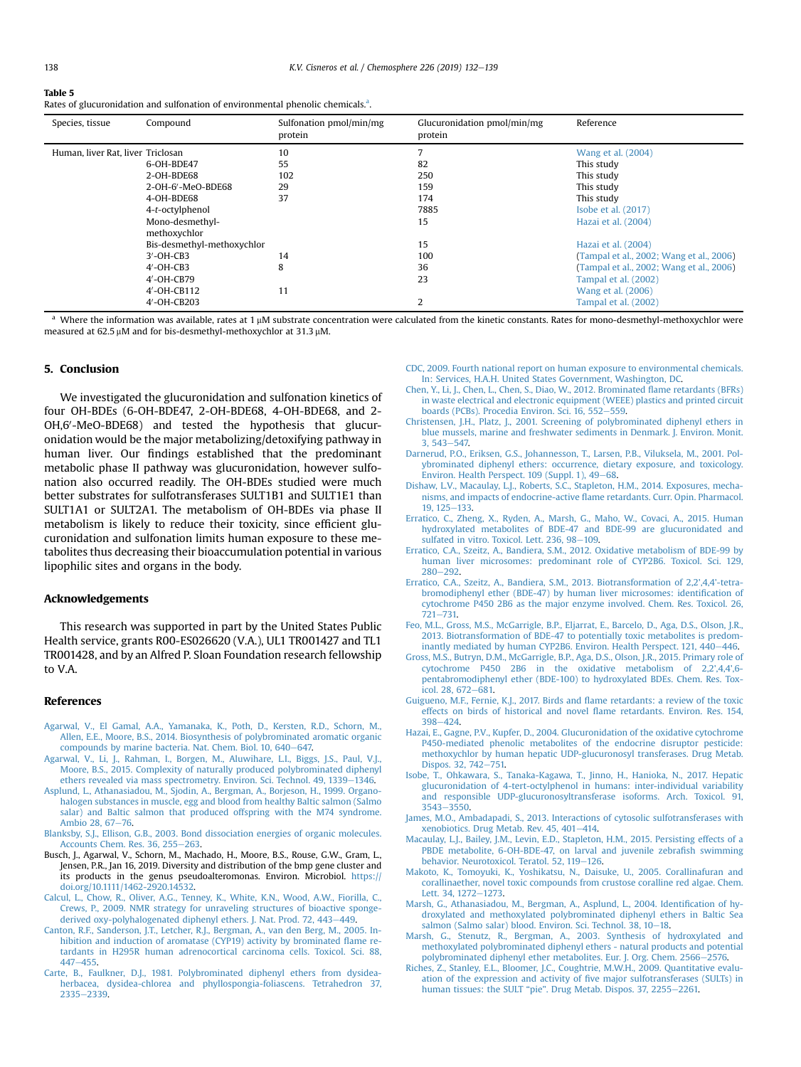**Table 5**
Rates of glucuronidation and sulfonation of environmental phenolic chemicals.[a]

| Species, tissue | Compound | Sulfonation pmol/min/mg protein | Glucuronidation pmol/min/mg protein | Reference |
|---|---|---|---|---|
| Human, liver Rat, liver | Triclosan | 10 | 7 | Wang et al. (2004) |
| | 6-OH-BDE47 | 55 | 82 | This study |
| | 2-OH-BDE68 | 102 | 250 | This study |
| | 2-OH-6′-MeO-BDE68 | 29 | 159 | This study |
| | 4-OH-BDE68 | 37 | 174 | This study |
| | 4-*t*-octylphenol | | 7885 | Isobe et al. (2017) |
| | Mono-desmethyl-methoxychlor | | 15 | Hazai et al. (2004) |
| | Bis-desmethyl-methoxychlor | | 15 | Hazai et al. (2004) |
| | 3′-OH-CB3 | 14 | 100 | (Tampal et al., 2002; Wang et al., 2006) |
| | 4′-OH-CB3 | 8 | 36 | (Tampal et al., 2002; Wang et al., 2006) |
| | 4′-OH-CB79 | | 23 | Tampal et al. (2002) |
| | 4′-OH-CB112 | 11 | | Wang et al. (2006) |
| | 4′-OH-CB203 | | 2 | Tampal et al. (2002) |

[a] Where the information was available, rates at 1 μM substrate concentration were calculated from the kinetic constants. Rates for mono-desmethyl-methoxychlor were measured at 62.5 μM and for bis-desmethyl-methoxychlor at 31.3 μM.

## 5. Conclusion

We investigated the glucuronidation and sulfonation kinetics of four OH-BDEs (6-OH-BDE47, 2-OH-BDE68, 4-OH-BDE68, and 2-OH,6′-MeO-BDE68) and tested the hypothesis that glucuronidation would be the major metabolizing/detoxifying pathway in human liver. Our findings established that the predominant metabolic phase II pathway was glucuronidation, however sulfonation also occurred readily. The OH-BDEs studied were much better substrates for sulfotransferases SULT1B1 and SULT1E1 than SULT1A1 or SULT2A1. The metabolism of OH-BDEs via phase II metabolism is likely to reduce their toxicity, since efficient glucuronidation and sulfonation limits human exposure to these metabolites thus decreasing their bioaccumulation potential in various lipophilic sites and organs in the body.

## Acknowledgements

This research was supported in part by the United States Public Health service, grants R00-ES026620 (V.A.), UL1 TR001427 and TL1 TR001428, and by an Alfred P. Sloan Foundation research fellowship to V.A.

## References

Agarwal, V., El Gamal, A.A., Yamanaka, K., Poth, D., Kersten, R.D., Schorn, M., Allen, E.E., Moore, B.S., 2014. Biosynthesis of polybrominated aromatic organic compounds by marine bacteria. Nat. Chem. Biol. 10, 640–647.

Agarwal, V., Li, J., Rahman, I., Borgen, M., Aluwihare, L.I., Biggs, J.S., Paul, V.J., Moore, B.S., 2015. Complexity of naturally produced polybrominated diphenyl ethers revealed via mass spectrometry. Environ. Sci. Technol. 49, 1339–1346.

Asplund, L., Athanasiadou, M., Sjodin, A., Bergman, A., Borjeson, H., 1999. Organohalogen substances in muscle, egg and blood from healthy Baltic salmon (Salmo salar) and Baltic salmon that produced offspring with the M74 syndrome. Ambio 28, 67–76.

Blanksby, S.J., Ellison, G.B., 2003. Bond dissociation energies of organic molecules. Accounts Chem. Res. 36, 255–263.

Busch, J., Agarwal, V., Schorn, M., Machado, H., Moore, B.S., Rouse, G.W., Gram, L., Jensen, P.R., Jan 16, 2019. Diversity and distribution of the bmp gene cluster and its products in the genus pseudoalteromonas. Environ. Microbiol. https://doi.org/10.1111/1462-2920.14532.

Calcul, L., Chow, R., Oliver, A.G., Tenney, K., White, K.N., Wood, A.W., Fiorilla, C., Crews, P., 2009. NMR strategy for unraveling structures of bioactive sponge-derived oxy-polyhalogenated diphenyl ethers. J. Nat. Prod. 72, 443–449.

Canton, R.F., Sanderson, J.T., Letcher, R.J., Bergman, A., van den Berg, M., 2005. Inhibition and induction of aromatase (CYP19) activity by brominated flame retardants in H295R human adrenocortical carcinoma cells. Toxicol. Sci. 88, 447–455.

Carte, B., Faulkner, D.J., 1981. Polybrominated diphenyl ethers from dysidea-herbacea, dysidea-chlorea and phyllospongia-foliascens. Tetrahedron 37, 2335–2339.

CDC, 2009. Fourth national report on human exposure to environmental chemicals. In: Services, H.A.H. United States Government, Washington, DC.

Chen, Y., Li, J., Chen, L., Chen, S., Diao, W., 2012. Brominated flame retardants (BFRs) in waste electrical and electronic equipment (WEEE) plastics and printed circuit boards (PCBs). Procedia Environ. Sci. 16, 552–559.

Christensen, J.H., Platz, J., 2001. Screening of polybrominated diphenyl ethers in blue mussels, marine and freshwater sediments in Denmark. J. Environ. Monit. 3, 543–547.

Darnerud, P.O., Eriksen, G.S., Johannesson, T., Larsen, P.B., Viluksela, M., 2001. Polybrominated diphenyl ethers: occurrence, dietary exposure, and toxicology. Environ. Health Perspect. 109 (Suppl. 1), 49–68.

Dishaw, L.V., Macaulay, L.J., Roberts, S.C., Stapleton, H.M., 2014. Exposures, mechanisms, and impacts of endocrine-active flame retardants. Curr. Opin. Pharmacol. 19, 125–133.

Erratico, C., Zheng, X., Ryden, A., Marsh, G., Maho, W., Covaci, A., 2015. Human hydroxylated metabolites of BDE-47 and BDE-99 are glucuronidated and sulfated in vitro. Toxicol. Lett. 236, 98–109.

Erratico, C.A., Szeitz, A., Bandiera, S.M., 2012. Oxidative metabolism of BDE-99 by human liver microsomes: predominant role of CYP2B6. Toxicol. Sci. 129, 280–292.

Erratico, C.A., Szeitz, A., Bandiera, S.M., 2013. Biotransformation of 2,2′,4,4′-tetrabromodiphenyl ether (BDE-47) by human liver microsomes: identification of cytochrome P450 2B6 as the major enzyme involved. Chem. Res. Toxicol. 26, 721–731.

Feo, M.L., Gross, M.S., McGarrigle, B.P., Eljarrat, E., Barcelo, D., Aga, D.S., Olson, J.R., 2013. Biotransformation of BDE-47 to potentially toxic metabolites is predominantly mediated by human CYP2B6. Environ. Health Perspect. 121, 440–446.

Gross, M.S., Butryn, D.M., McGarrigle, B.P., Aga, D.S., Olson, J.R., 2015. Primary role of cytochrome P450 2B6 in the oxidative metabolism of 2,2′,4,4′,6-pentabromodiphenyl ether (BDE-100) to hydroxylated BDEs. Chem. Res. Toxicol. 28, 672–681.

Guigueno, M.F., Fernie, K.J., 2017. Birds and flame retardants: a review of the toxic effects on birds of historical and novel flame retardants. Environ. Res. 154, 398–424.

Hazai, E., Gagne, P.V., Kupfer, D., 2004. Glucuronidation of the oxidative cytochrome P450-mediated phenolic metabolites of the endocrine disruptor pesticide: methoxychlor by human hepatic UDP-glucuronosyl transferases. Drug Metab. Dispos. 32, 742–751.

Isobe, T., Ohkawara, S., Tanaka-Kagawa, T., Jinno, H., Hanioka, N., 2017. Hepatic glucuronidation of 4-tert-octylphenol in humans: inter-individual variability and responsible UDP-glucuronosyltransferase isoforms. Arch. Toxicol. 91, 3543–3550.

James, M.O., Ambadapadi, S., 2013. Interactions of cytosolic sulfotransferases with xenobiotics. Drug Metab. Rev. 45, 401–414.

Macaulay, L.J., Bailey, J.M., Levin, E.D., Stapleton, H.M., 2015. Persisting effects of a PBDE metabolite, 6-OH-BDE-47, on larval and juvenile zebrafish swimming behavior. Neurotoxicol. Teratol. 52, 119–126.

Makoto, K., Tomoyuki, K., Yoshikatsu, N., Daisuke, U., 2005. Corallinafuran and corallinaether, novel toxic compounds from crustose coralline red algae. Chem. Lett. 34, 1272–1273.

Marsh, G., Athanasiadou, M., Bergman, A., Asplund, L., 2004. Identification of hydroxylated and methoxylated polybrominated diphenyl ethers in Baltic Sea salmon (Salmo salar) blood. Environ. Sci. Technol. 38, 10–18.

Marsh, G., Stenutz, R., Bergman, A., 2003. Synthesis of hydroxylated and methoxylated polybrominated diphenyl ethers - natural products and potential polybrominated diphenyl ether metabolites. Eur. J. Org. Chem. 2566–2576.

Riches, Z., Stanley, E.L., Bloomer, J.C., Coughtrie, M.W.H., 2009. Quantitative evaluation of the expression and activity of five major sulfotransferases (SULTs) in human tissues: the SULT "pie". Drug Metab. Dispos. 37, 2255–2261.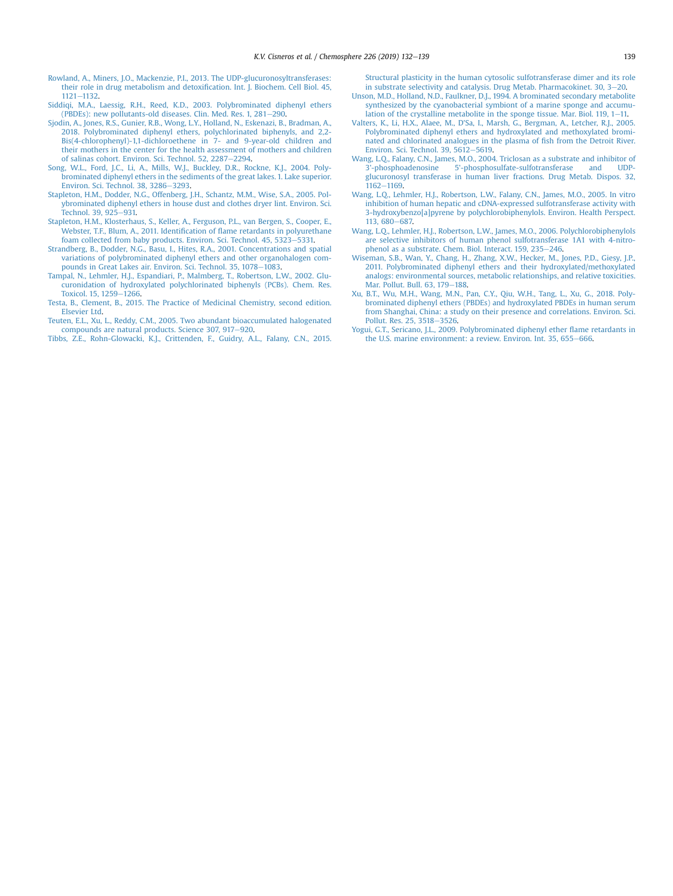Rowland, A., Miners, J.O., Mackenzie, P.I., 2013. The UDP-glucuronosyltransferases: their role in drug metabolism and detoxification. Int. J. Biochem. Cell Biol. 45, 1121–1132.

Siddiqi, M.A., Laessig, R.H., Reed, K.D., 2003. Polybrominated diphenyl ethers (PBDEs): new pollutants-old diseases. Clin. Med. Res. 1, 281–290.

Sjodin, A., Jones, R.S., Gunier, R.B., Wong, L.Y., Holland, N., Eskenazi, B., Bradman, A., 2018. Polybrominated diphenyl ethers, polychlorinated biphenyls, and 2,2-Bis(4-chlorophenyl)-1,1-dichloroethene in 7- and 9-year-old children and their mothers in the center for the health assessment of mothers and children of salinas cohort. Environ. Sci. Technol. 52, 2287–2294.

Song, W.L., Ford, J.C., Li, A., Mills, W.J., Buckley, D.R., Rockne, K.J., 2004. Polybrominated diphenyl ethers in the sediments of the great lakes. 1. Lake superior. Environ. Sci. Technol. 38, 3286–3293.

Stapleton, H.M., Dodder, N.G., Offenberg, J.H., Schantz, M.M., Wise, S.A., 2005. Polybrominated diphenyl ethers in house dust and clothes dryer lint. Environ. Sci. Technol. 39, 925–931.

Stapleton, H.M., Klosterhaus, S., Keller, A., Ferguson, P.L., van Bergen, S., Cooper, E., Webster, T.F., Blum, A., 2011. Identification of flame retardants in polyurethane foam collected from baby products. Environ. Sci. Technol. 45, 5323–5331.

Strandberg, B., Dodder, N.G., Basu, I., Hites, R.A., 2001. Concentrations and spatial variations of polybrominated diphenyl ethers and other organohalogen compounds in Great Lakes air. Environ. Sci. Technol. 35, 1078–1083.

Tampal, N., Lehmler, H.J., Espandiari, P., Malmberg, T., Robertson, L.W., 2002. Glucuronidation of hydroxylated polychlorinated biphenyls (PCBs). Chem. Res. Toxicol. 15, 1259–1266.

Testa, B., Clement, B., 2015. The Practice of Medicinal Chemistry, second edition. Elsevier Ltd.

Teuten, E.L., Xu, L., Reddy, C.M., 2005. Two abundant bioaccumulated halogenated compounds are natural products. Science 307, 917–920.

Tibbs, Z.E., Rohn-Glowacki, K.J., Crittenden, F., Guidry, A.L., Falany, C.N., 2015. Structural plasticity in the human cytosolic sulfotransferase dimer and its role in substrate selectivity and catalysis. Drug Metab. Pharmacokinet. 30, 3–20.

Unson, M.D., Holland, N.D., Faulkner, D.J., 1994. A brominated secondary metabolite synthesized by the cyanobacterial symbiont of a marine sponge and accumulation of the crystalline metabolite in the sponge tissue. Mar. Biol. 119, 1–11.

Valters, K., Li, H.X., Alaee, M., D'Sa, I., Marsh, G., Bergman, A., Letcher, R.J., 2005. Polybrominated diphenyl ethers and hydroxylated and methoxylated brominated and chlorinated analogues in the plasma of fish from the Detroit River. Environ. Sci. Technol. 39, 5612–5619.

Wang, L.Q., Falany, C.N., James, M.O., 2004. Triclosan as a substrate and inhibitor of 3'-phosphoadenosine 5'-phosphosulfate-sulfotransferase and UDP-glucuronosyl transferase in human liver fractions. Drug Metab. Dispos. 32, 1162–1169.

Wang, L.Q., Lehmler, H.J., Robertson, L.W., Falany, C.N., James, M.O., 2005. In vitro inhibition of human hepatic and cDNA-expressed sulfotransferase activity with 3-hydroxybenzo[a]pyrene by polychlorobiphenylols. Environ. Health Perspect. 113, 680–687.

Wang, L.Q., Lehmler, H.J., Robertson, L.W., James, M.O., 2006. Polychlorobiphenylols are selective inhibitors of human phenol sulfotransferase 1A1 with 4-nitrophenol as a substrate. Chem. Biol. Interact. 159, 235–246.

Wiseman, S.B., Wan, Y., Chang, H., Zhang, X.W., Hecker, M., Jones, P.D., Giesy, J.P., 2011. Polybrominated diphenyl ethers and their hydroxylated/methoxylated analogs: environmental sources, metabolic relationships, and relative toxicities. Mar. Pollut. Bull. 63, 179–188.

Xu, B.T., Wu, M.H., Wang, M.N., Pan, C.Y., Qiu, W.H., Tang, L., Xu, G., 2018. Polybrominated diphenyl ethers (PBDEs) and hydroxylated PBDEs in human serum from Shanghai, China: a study on their presence and correlations. Environ. Sci. Pollut. Res. 25, 3518–3526.

Yogui, G.T., Sericano, J.L., 2009. Polybrominated diphenyl ether flame retardants in the U.S. marine environment: a review. Environ. Int. 35, 655–666.